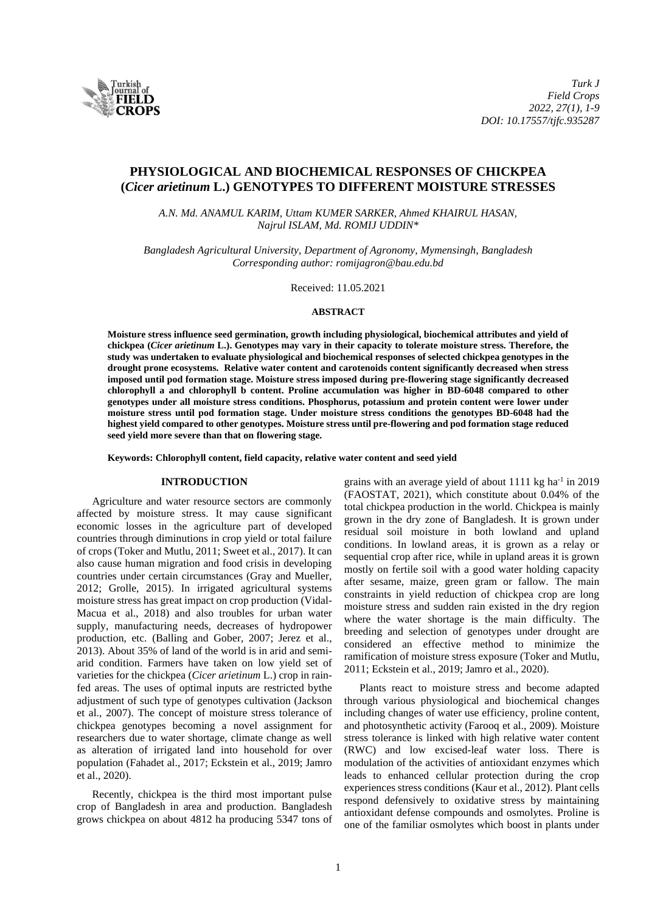# PHYSIOLOGICAL AND BIOCHEMICAL RESPONSES OF CHICKPEA (*Cicer arietinum* L.) GENOTYPES TO DIFFERENT MOISTURE STRESSES

A.N. Md. ANAMUL KARIM, Uttam KUMER SARKER, Ahmed KHAIRUL HASAN, Najrul ISLAM, Md. ROMIJ UDDIN*

*Bangladesh Agricultural University, Department of Agronomy, Mymensingh, Bangladesh*
*Corresponding author: romijagron@bau.edu.bd*

Received: 11.05.2021

## ABSTRACT

**Moisture stress influence seed germination, growth including physiological, biochemical attributes and yield of chickpea (*Cicer arietinum* L.). Genotypes may vary in their capacity to tolerate moisture stress. Therefore, the study was undertaken to evaluate physiological and biochemical responses of selected chickpea genotypes in the drought prone ecosystems. Relative water content and carotenoids content significantly decreased when stress imposed until pod formation stage. Moisture stress imposed during pre-flowering stage significantly decreased chlorophyll a and chlorophyll b content. Proline accumulation was higher in BD-6048 compared to other genotypes under all moisture stress conditions. Phosphorus, potassium and protein content were lower under moisture stress until pod formation stage. Under moisture stress conditions the genotypes BD-6048 had the highest yield compared to other genotypes. Moisture stress until pre-flowering and pod formation stage reduced seed yield more severe than that on flowering stage.**

**Keywords: Chlorophyll content, field capacity, relative water content and seed yield**

## INTRODUCTION

Agriculture and water resource sectors are commonly affected by moisture stress. It may cause significant economic losses in the agriculture part of developed countries through diminutions in crop yield or total failure of crops (Toker and Mutlu, 2011; Sweet et al., 2017). It can also cause human migration and food crisis in developing countries under certain circumstances (Gray and Mueller, 2012; Grolle, 2015). In irrigated agricultural systems moisture stress has great impact on crop production (Vidal-Macua et al., 2018) and also troubles for urban water supply, manufacturing needs, decreases of hydropower production, etc. (Balling and Gober, 2007; Jerez et al., 2013). About 35% of land of the world is in arid and semi-arid condition. Farmers have taken on low yield set of varieties for the chickpea (*Cicer arietinum* L.) crop in rain-fed areas. The uses of optimal inputs are restricted bythe adjustment of such type of genotypes cultivation (Jackson et al., 2007). The concept of moisture stress tolerance of chickpea genotypes becoming a novel assignment for researchers due to water shortage, climate change as well as alteration of irrigated land into household for over population (Fahadet al., 2017; Eckstein et al., 2019; Jamro et al., 2020).

Recently, chickpea is the third most important pulse crop of Bangladesh in area and production. Bangladesh grows chickpea on about 4812 ha producing 5347 tons of grains with an average yield of about 1111 kg ha$^{-1}$ in 2019 (FAOSTAT, 2021), which constitute about 0.04% of the total chickpea production in the world. Chickpea is mainly grown in the dry zone of Bangladesh. It is grown under residual soil moisture in both lowland and upland conditions. In lowland areas, it is grown as a relay or sequential crop after rice, while in upland areas it is grown mostly on fertile soil with a good water holding capacity after sesame, maize, green gram or fallow. The main constraints in yield reduction of chickpea crop are long moisture stress and sudden rain existed in the dry region where the water shortage is the main difficulty. The breeding and selection of genotypes under drought are considered an effective method to minimize the ramification of moisture stress exposure (Toker and Mutlu, 2011; Eckstein et al., 2019; Jamro et al., 2020).

Plants react to moisture stress and become adapted through various physiological and biochemical changes including changes of water use efficiency, proline content, and photosynthetic activity (Farooq et al., 2009). Moisture stress tolerance is linked with high relative water content (RWC) and low excised-leaf water loss. There is modulation of the activities of antioxidant enzymes which leads to enhanced cellular protection during the crop experiences stress conditions (Kaur et al., 2012). Plant cells respond defensively to oxidative stress by maintaining antioxidant defense compounds and osmolytes. Proline is one of the familiar osmolytes which boost in plants under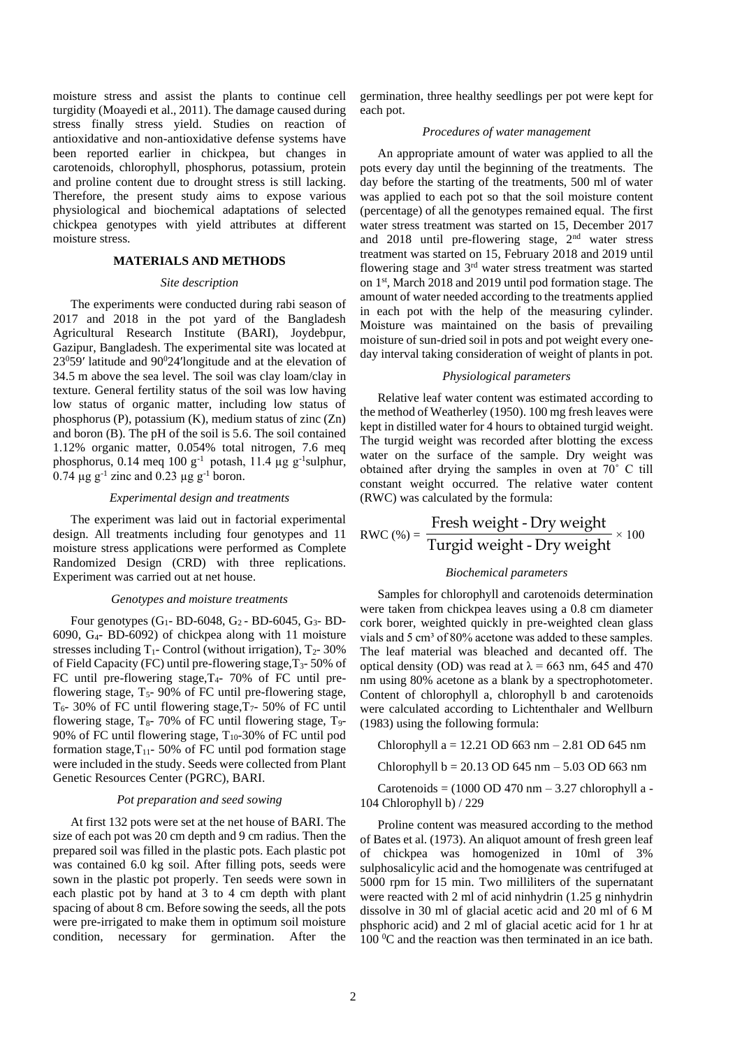moisture stress and assist the plants to continue cell turgidity (Moayedi et al., 2011). The damage caused during stress finally stress yield. Studies on reaction of antioxidative and non-antioxidative defense systems have been reported earlier in chickpea, but changes in carotenoids, chlorophyll, phosphorus, potassium, protein and proline content due to drought stress is still lacking. Therefore, the present study aims to expose various physiological and biochemical adaptations of selected chickpea genotypes with yield attributes at different moisture stress.

## MATERIALS AND METHODS

### *Site description*

The experiments were conducted during rabi season of 2017 and 2018 in the pot yard of the Bangladesh Agricultural Research Institute (BARI), Joydebpur, Gazipur, Bangladesh. The experimental site was located at $23^0$59′ latitude and $90^0$24′longitude and at the elevation of 34.5 m above the sea level. The soil was clay loam/clay in texture. General fertility status of the soil was low having low status of organic matter, including low status of phosphorus (P), potassium (K), medium status of zinc (Zn) and boron (B). The pH of the soil is 5.6. The soil contained 1.12% organic matter, 0.054% total nitrogen, 7.6 meq phosphorus, 0.14 meq 100 $g^{-1}$ potash, 11.4 µg $g^{-1}$sulphur, 0.74 µg $g^{-1}$ zinc and 0.23 µg $g^{-1}$ boron.

### *Experimental design and treatments*

The experiment was laid out in factorial experimental design. All treatments including four genotypes and 11 moisture stress applications were performed as Complete Randomized Design (CRD) with three replications. Experiment was carried out at net house.

### *Genotypes and moisture treatments*

Four genotypes ($G_1$- BD-6048, $G_2$ - BD-6045, $G_3$- BD-6090, $G_4$- BD-6092) of chickpea along with 11 moisture stresses including $T_1$- Control (without irrigation), $T_2$- 30% of Field Capacity (FC) until pre-flowering stage,$T_3$- 50% of FC until pre-flowering stage,$T_4$- 70% of FC until pre-flowering stage, $T_5$- 90% of FC until pre-flowering stage, $T_6$- 30% of FC until flowering stage,$T_7$- 50% of FC until flowering stage, $T_8$- 70% of FC until flowering stage, $T_9$- 90% of FC until flowering stage, $T_{10}$-30% of FC until pod formation stage,$T_{11}$- 50% of FC until pod formation stage were included in the study. Seeds were collected from Plant Genetic Resources Center (PGRC), BARI.

### *Pot preparation and seed sowing*

At first 132 pots were set at the net house of BARI. The size of each pot was 20 cm depth and 9 cm radius. Then the prepared soil was filled in the plastic pots. Each plastic pot was contained 6.0 kg soil. After filling pots, seeds were sown in the plastic pot properly. Ten seeds were sown in each plastic pot by hand at 3 to 4 cm depth with plant spacing of about 8 cm. Before sowing the seeds, all the pots were pre-irrigated to make them in optimum soil moisture condition, necessary for germination. After the germination, three healthy seedlings per pot were kept for each pot.

### *Procedures of water management*

An appropriate amount of water was applied to all the pots every day until the beginning of the treatments. The day before the starting of the treatments, 500 ml of water was applied to each pot so that the soil moisture content (percentage) of all the genotypes remained equal. The first water stress treatment was started on 15, December 2017 and 2018 until pre-flowering stage, 2nd water stress treatment was started on 15, February 2018 and 2019 until flowering stage and 3rd water stress treatment was started on 1st, March 2018 and 2019 until pod formation stage. The amount of water needed according to the treatments applied in each pot with the help of the measuring cylinder. Moisture was maintained on the basis of prevailing moisture of sun-dried soil in pots and pot weight every one-day interval taking consideration of weight of plants in pot.

### *Physiological parameters*

Relative leaf water content was estimated according to the method of Weatherley (1950). 100 mg fresh leaves were kept in distilled water for 4 hours to obtained turgid weight. The turgid weight was recorded after blotting the excess water on the surface of the sample. Dry weight was obtained after drying the samples in oven at 70˚ C till constant weight occurred. The relative water content (RWC) was calculated by the formula:

$$\text{RWC (\%)} = \frac{\text{Fresh weight - Dry weight}}{\text{Turgid weight - Dry weight}} \times 100$$

### *Biochemical parameters*

Samples for chlorophyll and carotenoids determination were taken from chickpea leaves using a 0.8 cm diameter cork borer, weighted quickly in pre-weighted clean glass vials and 5 cm³ of 80% acetone was added to these samples. The leaf material was bleached and decanted off. The optical density (OD) was read at λ = 663 nm, 645 and 470 nm using 80% acetone as a blank by a spectrophotometer. Content of chlorophyll a, chlorophyll b and carotenoids were calculated according to Lichtenthaler and Wellburn (1983) using the following formula:

Chlorophyll a = 12.21 OD 663 nm – 2.81 OD 645 nm

Chlorophyll b = 20.13 OD 645 nm – 5.03 OD 663 nm

Carotenoids = (1000 OD 470 nm – 3.27 chlorophyll a - 104 Chlorophyll b) / 229

Proline content was measured according to the method of Bates et al. (1973). An aliquot amount of fresh green leaf of chickpea was homogenized in 10ml of 3% sulphosalicylic acid and the homogenate was centrifuged at 5000 rpm for 15 min. Two milliliters of the supernatant were reacted with 2 ml of acid ninhydrin (1.25 g ninhydrin dissolve in 30 ml of glacial acetic acid and 20 ml of 6 M phsphoric acid) and 2 ml of glacial acetic acid for 1 hr at 100 $^0$C and the reaction was then terminated in an ice bath.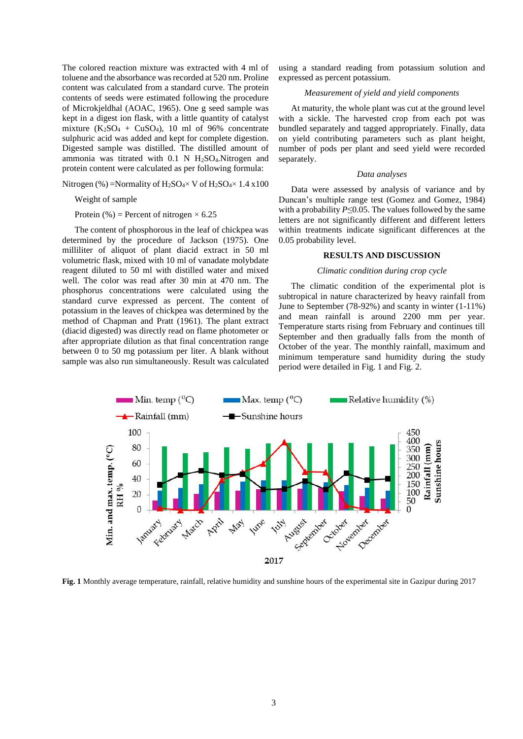The colored reaction mixture was extracted with 4 ml of toluene and the absorbance was recorded at 520 nm. Proline content was calculated from a standard curve. The protein contents of seeds were estimated following the procedure of Microkjeldhal (AOAC, 1965). One g seed sample was kept in a digest ion flask, with a little quantity of catalyst mixture ($K_2SO_4$ + $CuSO_4$), 10 ml of 96% concentrate sulphuric acid was added and kept for complete digestion. Digested sample was distilled. The distilled amount of ammonia was titrated with 0.1 N $H_2SO_4$.Nitrogen and protein content were calculated as per following formula:

$$\text{Nitrogen (\%)} = \frac{\text{Normality of } H_2SO_4 \times \text{V of } H_2SO_4 \times 1.4 \times 100}{\text{Weight of sample}}$$

Protein (%) = Percent of nitrogen × 6.25

The content of phosphorous in the leaf of chickpea was determined by the procedure of Jackson (1975). One milliliter of aliquot of plant diacid extract in 50 ml volumetric flask, mixed with 10 ml of vanadate molybdate reagent diluted to 50 ml with distilled water and mixed well. The color was read after 30 min at 470 nm. The phosphorus concentrations were calculated using the standard curve expressed as percent. The content of potassium in the leaves of chickpea was determined by the method of Chapman and Pratt (1961). The plant extract (diacid digested) was directly read on flame photometer or after appropriate dilution as that final concentration range between 0 to 50 mg potassium per liter. A blank without sample was also run simultaneously. Result was calculated using a standard reading from potassium solution and expressed as percent potassium.

*Measurement of yield and yield components*

At maturity, the whole plant was cut at the ground level with a sickle. The harvested crop from each pot was bundled separately and tagged appropriately. Finally, data on yield contributing parameters such as plant height, number of pods per plant and seed yield were recorded separately.

*Data analyses*

Data were assessed by analysis of variance and by Duncan's multiple range test (Gomez and Gomez, 1984) with a probability $P \leq 0.05$. The values followed by the same letters are not significantly different and different letters within treatments indicate significant differences at the 0.05 probability level.

## RESULTS AND DISCUSSION

*Climatic condition during crop cycle*

The climatic condition of the experimental plot is subtropical in nature characterized by heavy rainfall from June to September (78-92%) and scanty in winter (1-11%) and mean rainfall is around 2200 mm per year. Temperature starts rising from February and continues till September and then gradually falls from the month of October of the year. The monthly rainfall, maximum and minimum temperature sand humidity during the study period were detailed in Fig. 1 and Fig. 2.

**Fig. 1** Monthly average temperature, rainfall, relative humidity and sunshine hours of the experimental site in Gazipur during 2017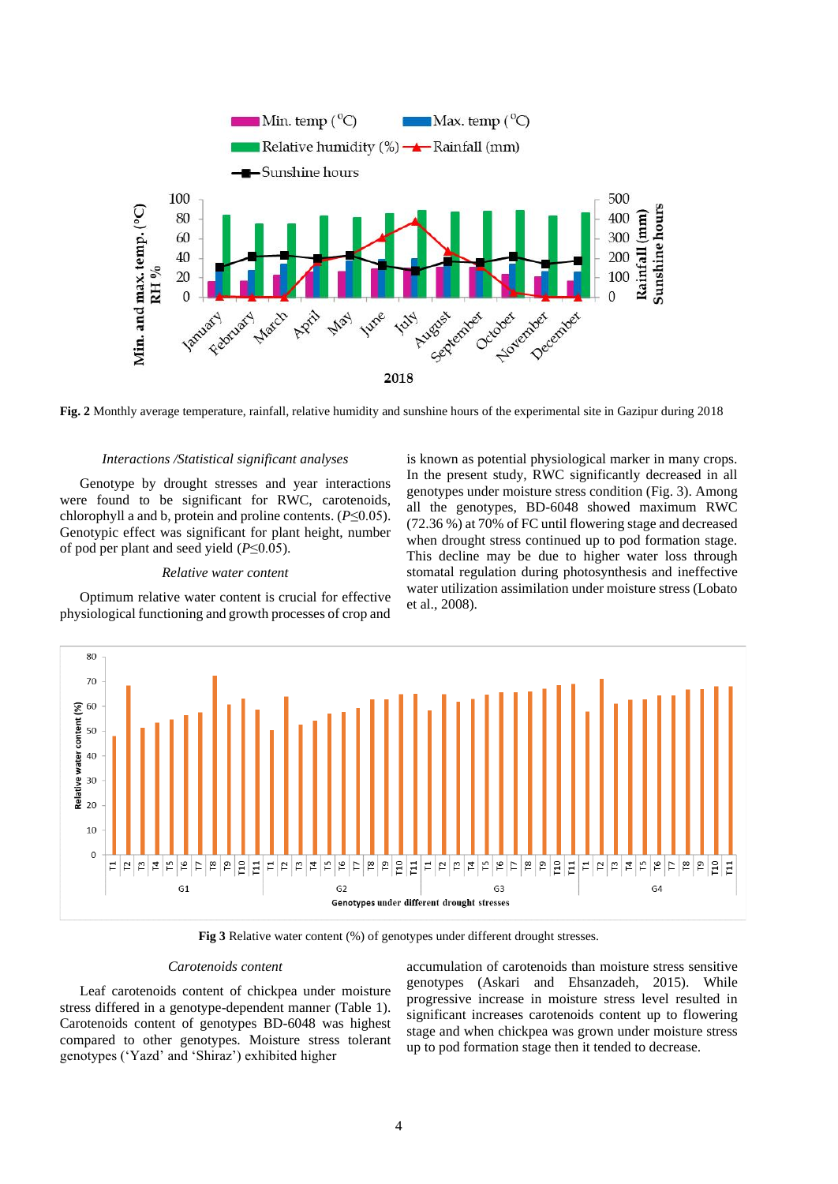**Fig. 2** Monthly average temperature, rainfall, relative humidity and sunshine hours of the experimental site in Gazipur during 2018

### *Interactions /Statistical significant analyses*

Genotype by drought stresses and year interactions were found to be significant for RWC, carotenoids, chlorophyll a and b, protein and proline contents. ($P \leq 0.05$). Genotypic effect was significant for plant height, number of pod per plant and seed yield ($P \leq 0.05$).

### *Relative water content*

Optimum relative water content is crucial for effective physiological functioning and growth processes of crop and is known as potential physiological marker in many crops. In the present study, RWC significantly decreased in all genotypes under moisture stress condition (Fig. 3). Among all the genotypes, BD-6048 showed maximum RWC (72.36 %) at 70% of FC until flowering stage and decreased when drought stress continued up to pod formation stage. This decline may be due to higher water loss through stomatal regulation during photosynthesis and ineffective water utilization assimilation under moisture stress (Lobato et al., 2008).

**Fig 3** Relative water content (%) of genotypes under different drought stresses.

### *Carotenoids content*

Leaf carotenoids content of chickpea under moisture stress differed in a genotype-dependent manner (Table 1). Carotenoids content of genotypes BD-6048 was highest compared to other genotypes. Moisture stress tolerant genotypes ('Yazd' and 'Shiraz') exhibited higher accumulation of carotenoids than moisture stress sensitive genotypes (Askari and Ehsanzadeh, 2015). While progressive increase in moisture stress level resulted in significant increases carotenoids content up to flowering stage and when chickpea was grown under moisture stress up to pod formation stage then it tended to decrease.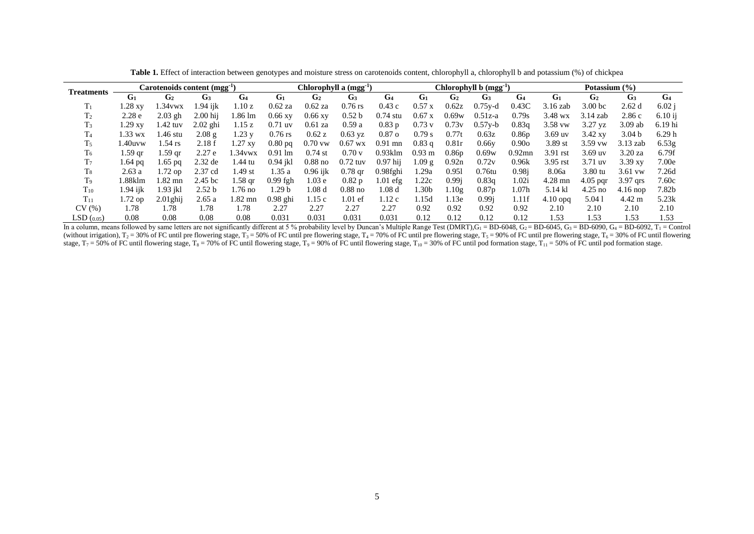**Table 1.** Effect of interaction between genotypes and moisture stress on carotenoids content, chlorophyll a, chlorophyll b and potassium (%) of chickpea

| Treatments | Carotenoids content ($mgg^{-1}$) | | | | Chlorophyll a ($mgg^{-1}$) | | | | Chlorophyll b ($mgg^{-1}$) | | | | Potassium (%) | | | |
|---|---|---|---|---|---|---|---|---|---|---|---|---|---|---|---|---|
| | $G_1$ | $G_2$ | $G_3$ | $G_4$ | $G_1$ | $G_2$ | $G_3$ | $G_4$ | $G_1$ | $G_2$ | $G_3$ | $G_4$ | $G_1$ | $G_2$ | $G_3$ | $G_4$ |
| $T_1$ | 1.28 xy | 1.34vwx | 1.94 ijk | 1.10 z | 0.62 za | 0.62 za | 0.76 rs | 0.43 c | 0.57 x | 0.62z | 0.75y-d | 0.43C | 3.16 zab | 3.00 bc | 2.62 d | 6.02 j |
| $T_2$ | 2.28 e | 2.03 gh | 2.00 hij | 1.86 lm | 0.66 xy | 0.66 xy | 0.52 b | 0.74 stu | 0.67 x | 0.69w | 0.51z-a | 0.79s | 3.48 wx | 3.14 zab | 2.86 c | 6.10 ij |
| $T_3$ | 1.29 xy | 1.42 tuv | 2.02 ghi | 1.15 z | 0.71 uv | 0.61 za | 0.59 a | 0.83 p | 0.73 v | 0.73v | 0.57y-b | 0.83q | 3.58 vw | 3.27 yz | 3.09 ab | 6.19 hi |
| $T_4$ | 1.33 wx | 1.46 stu | 2.08 g | 1.23 y | 0.76 rs | 0.62 z | 0.63 yz | 0.87 o | 0.79 s | 0.77t | 0.63z | 0.86p | 3.69 uv | 3.42 xy | 3.04 b | 6.29 h |
| $T_5$ | 1.40uvw | 1.54 rs | 2.18 f | 1.27 xy | 0.80 pq | 0.70 vw | 0.67 wx | 0.91 mn | 0.83 q | 0.81r | 0.66y | 0.90o | 3.89 st | 3.59 vw | 3.13 zab | 6.53g |
| $T_6$ | 1.59 qr | 1.59 qr | 2.27 e | 1.34vwx | 0.91 lm | 0.74 st | 0.70 v | 0.93klm | 0.93 m | 0.86p | 0.69w | 0.92mn | 3.91 rst | 3.69 uv | 3.20 za | 6.79f |
| $T_7$ | 1.64 pq | 1.65 pq | 2.32 de | 1.44 tu | 0.94 jkl | 0.88 no | 0.72 tuv | 0.97 hij | 1.09 g | 0.92n | 0.72v | 0.96k | 3.95 rst | 3.71 uv | 3.39 xy | 7.00e |
| $T_8$ | 2.63 a | 1.72 op | 2.37 cd | 1.49 st | 1.35 a | 0.96 ijk | 0.78 qr | 0.98fghi | 1.29a | 0.95l | 0.76tu | 0.98j | 8.06a | 3.80 tu | 3.61 vw | 7.26d |
| $T_9$ | 1.88klm | 1.82 mn | 2.45 bc | 1.58 qr | 0.99 fgh | 1.03 e | 0.82 p | 1.01 efg | 1.22c | 0.99j | 0.83q | 1.02i | 4.28 mn | 4.05 pqr | 3.97 qrs | 7.60c |
| $T_{10}$ | 1.94 ijk | 1.93 jkl | 2.52 b | 1.76 no | 1.29 b | 1.08 d | 0.88 no | 1.08 d | 1.30b | 1.10g | 0.87p | 1.07h | 5.14 kl | 4.25 no | 4.16 nop | 7.82b |
| $T_{11}$ | 1.72 op | 2.01ghij | 2.65 a | 1.82 mn | 0.98 ghi | 1.15 c | 1.01 ef | 1.12 c | 1.15d | 1.13e | 0.99j | 1.11f | 4.10 opq | 5.04 l | 4.42 m | 5.23k |
| CV (%) | 1.78 | 1.78 | 1.78 | 1.78 | 2.27 | 2.27 | 2.27 | 2.27 | 0.92 | 0.92 | 0.92 | 0.92 | 2.10 | 2.10 | 2.10 | 2.10 |
| $LSD_{(0.05)}$ | 0.08 | 0.08 | 0.08 | 0.08 | 0.031 | 0.031 | 0.031 | 0.031 | 0.12 | 0.12 | 0.12 | 0.12 | 1.53 | 1.53 | 1.53 | 1.53 |

In a column, means followed by same letters are not significantly different at 5 % probability level by Duncan's Multiple Range Test (DMRT), $G_1$ = BD-6048, $G_2$ = BD-6045, $G_3$ = BD-6090, $G_4$ = BD-6092, $T_1$ = Control (without irrigation), $T_2$ = 30% of FC until pre flowering stage, $T_3$ = 50% of FC until pre flowering stage, $T_4$ = 70% of FC until pre flowering stage, $T_5$ = 90% of FC until pre flowering stage, $T_6$ = 30% of FC until flowering stage, $T_7$ = 50% of FC until flowering stage, $T_8$ = 70% of FC until flowering stage, $T_9$ = 90% of FC until flowering stage, $T_{10}$ = 30% of FC until pod formation stage, $T_{11}$ = 50% of FC until pod formation stage.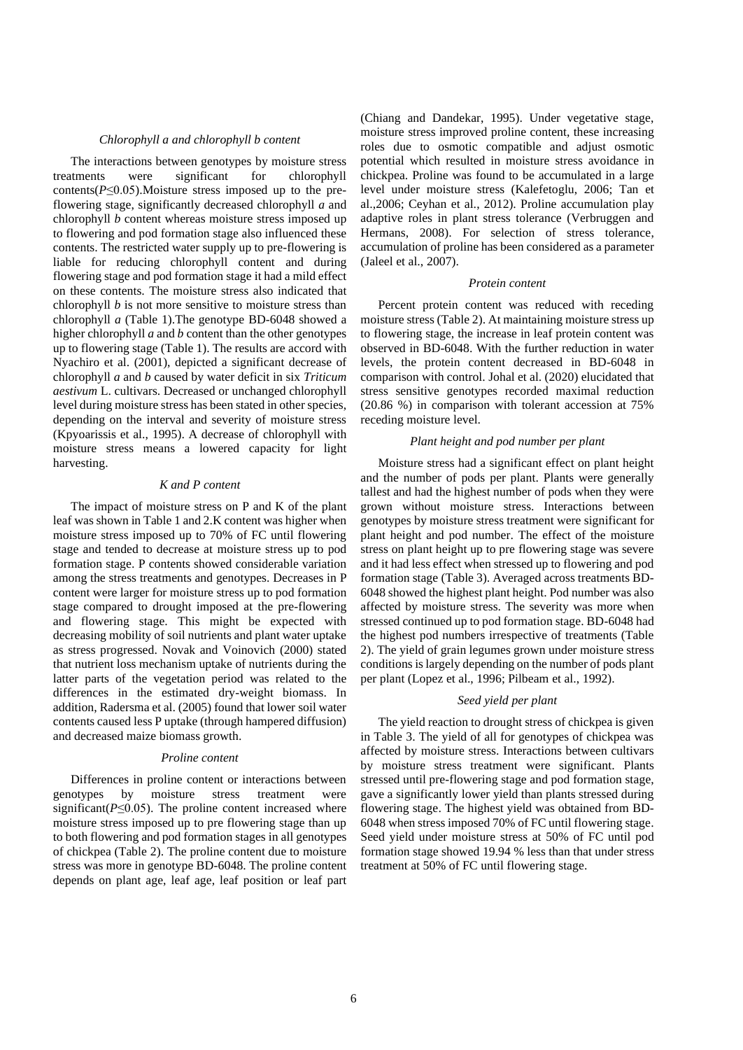### *Chlorophyll a and chlorophyll b content*

The interactions between genotypes by moisture stress treatments were significant for chlorophyll contents($P≤0.05$).Moisture stress imposed up to the pre-flowering stage, significantly decreased chlorophyll *a* and chlorophyll *b* content whereas moisture stress imposed up to flowering and pod formation stage also influenced these contents. The restricted water supply up to pre-flowering is liable for reducing chlorophyll content and during flowering stage and pod formation stage it had a mild effect on these contents. The moisture stress also indicated that chlorophyll *b* is not more sensitive to moisture stress than chlorophyll *a* (Table 1).The genotype BD-6048 showed a higher chlorophyll *a* and *b* content than the other genotypes up to flowering stage (Table 1). The results are accord with Nyachiro et al. (2001), depicted a significant decrease of chlorophyll *a* and *b* caused by water deficit in six *Triticum aestivum* L. cultivars. Decreased or unchanged chlorophyll level during moisture stress has been stated in other species, depending on the interval and severity of moisture stress (Kpyoarissis et al., 1995). A decrease of chlorophyll with moisture stress means a lowered capacity for light harvesting.

### *K and P content*

The impact of moisture stress on P and K of the plant leaf was shown in Table 1 and 2.K content was higher when moisture stress imposed up to 70% of FC until flowering stage and tended to decrease at moisture stress up to pod formation stage. P contents showed considerable variation among the stress treatments and genotypes. Decreases in P content were larger for moisture stress up to pod formation stage compared to drought imposed at the pre-flowering and flowering stage. This might be expected with decreasing mobility of soil nutrients and plant water uptake as stress progressed. Novak and Voinovich (2000) stated that nutrient loss mechanism uptake of nutrients during the latter parts of the vegetation period was related to the differences in the estimated dry-weight biomass. In addition, Radersma et al. (2005) found that lower soil water contents caused less P uptake (through hampered diffusion) and decreased maize biomass growth.

### *Proline content*

Differences in proline content or interactions between genotypes by moisture stress treatment were significant($P≤0.05$). The proline content increased where moisture stress imposed up to pre flowering stage than up to both flowering and pod formation stages in all genotypes of chickpea (Table 2). The proline content due to moisture stress was more in genotype BD-6048. The proline content depends on plant age, leaf age, leaf position or leaf part (Chiang and Dandekar, 1995). Under vegetative stage, moisture stress improved proline content, these increasing roles due to osmotic compatible and adjust osmotic potential which resulted in moisture stress avoidance in chickpea. Proline was found to be accumulated in a large level under moisture stress (Kalefetoglu, 2006; Tan et al.,2006; Ceyhan et al., 2012). Proline accumulation play adaptive roles in plant stress tolerance (Verbruggen and Hermans, 2008). For selection of stress tolerance, accumulation of proline has been considered as a parameter (Jaleel et al., 2007).

### *Protein content*

Percent protein content was reduced with receding moisture stress (Table 2). At maintaining moisture stress up to flowering stage, the increase in leaf protein content was observed in BD-6048. With the further reduction in water levels, the protein content decreased in BD-6048 in comparison with control. Johal et al. (2020) elucidated that stress sensitive genotypes recorded maximal reduction (20.86 %) in comparison with tolerant accession at 75% receding moisture level.

### *Plant height and pod number per plant*

Moisture stress had a significant effect on plant height and the number of pods per plant. Plants were generally tallest and had the highest number of pods when they were grown without moisture stress. Interactions between genotypes by moisture stress treatment were significant for plant height and pod number. The effect of the moisture stress on plant height up to pre flowering stage was severe and it had less effect when stressed up to flowering and pod formation stage (Table 3). Averaged across treatments BD-6048 showed the highest plant height. Pod number was also affected by moisture stress. The severity was more when stressed continued up to pod formation stage. BD-6048 had the highest pod numbers irrespective of treatments (Table 2). The yield of grain legumes grown under moisture stress conditions is largely depending on the number of pods plant per plant (Lopez et al., 1996; Pilbeam et al., 1992).

### *Seed yield per plant*

The yield reaction to drought stress of chickpea is given in Table 3. The yield of all for genotypes of chickpea was affected by moisture stress. Interactions between cultivars by moisture stress treatment were significant. Plants stressed until pre-flowering stage and pod formation stage, gave a significantly lower yield than plants stressed during flowering stage. The highest yield was obtained from BD-6048 when stress imposed 70% of FC until flowering stage. Seed yield under moisture stress at 50% of FC until pod formation stage showed 19.94 % less than that under stress treatment at 50% of FC until flowering stage.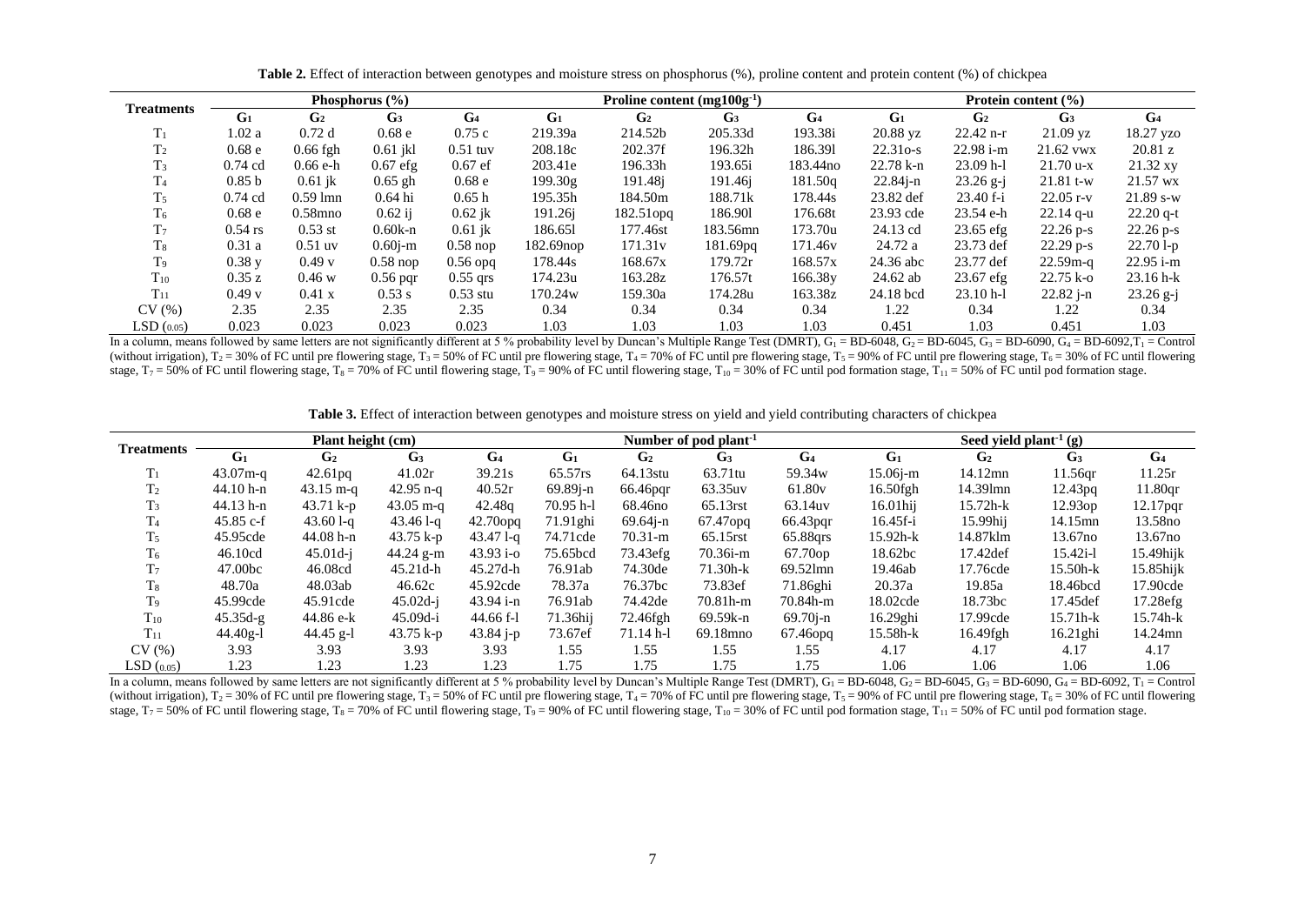**Table 2.** Effect of interaction between genotypes and moisture stress on phosphorus (%), proline content and protein content (%) of chickpea

| Treatments | Phosphorus (%) | | | | Proline content ($mg100g^{-1}$) | | | | Protein content (%) | | | |
|---|---|---|---|---|---|---|---|---|---|---|---|---|
| | $G_1$ | $G_2$ | $G_3$ | $G_4$ | $G_1$ | $G_2$ | $G_3$ | $G_4$ | $G_1$ | $G_2$ | $G_3$ | $G_4$ |
| $T_1$ | 1.02 a | 0.72 d | 0.68 e | 0.75 c | 219.39a | 214.52b | 205.33d | 193.38i | 20.88 yz | 22.42 n-r | 21.09 yz | 18.27 yzo |
| $T_2$ | 0.68 e | 0.66 fgh | 0.61 jkl | 0.51 tuv | 208.18c | 202.37f | 196.32h | 186.39l | 22.31o-s | 22.98 i-m | 21.62 vwx | 20.81 z |
| $T_3$ | 0.74 cd | 0.66 e-h | 0.67 efg | 0.67 ef | 203.41e | 196.33h | 193.65i | 183.44no | 22.78 k-n | 23.09 h-l | 21.70 u-x | 21.32 xy |
| $T_4$ | 0.85 b | 0.61 jk | 0.65 gh | 0.68 e | 199.30g | 191.48j | 191.46j | 181.50q | 22.84j-n | 23.26 g-j | 21.81 t-w | 21.57 wx |
| $T_5$ | 0.74 cd | 0.59 lmn | 0.64 hi | 0.65 h | 195.35h | 184.50m | 188.71k | 178.44s | 23.82 def | 23.40 f-i | 22.05 r-v | 21.89 s-w |
| $T_6$ | 0.68 e | 0.58mno | 0.62 ij | 0.62 jk | 191.26j | 182.51opq | 186.90l | 176.68t | 23.93 cde | 23.54 e-h | 22.14 q-u | 22.20 q-t |
| $T_7$ | 0.54 rs | 0.53 st | 0.60k-n | 0.61 jk | 186.65l | 177.46st | 183.56mn | 173.70u | 24.13 cd | 23.65 efg | 22.26 p-s | 22.26 p-s |
| $T_8$ | 0.31 a | 0.51 uv | 0.60j-m | 0.58 nop | 182.69nop | 171.31v | 181.69pq | 171.46v | 24.72 a | 23.73 def | 22.29 p-s | 22.70 l-p |
| $T_9$ | 0.38 y | 0.49 v | 0.58 nop | 0.56 opq | 178.44s | 168.67x | 179.72r | 168.57x | 24.36 abc | 23.77 def | 22.59m-q | 22.95 i-m |
| $T_{10}$ | 0.35 z | 0.46 w | 0.56 pqr | 0.55 qrs | 174.23u | 163.28z | 176.57t | 166.38y | 24.62 ab | 23.67 efg | 22.75 k-o | 23.16 h-k |
| $T_{11}$ | 0.49 v | 0.41 x | 0.53 s | 0.53 stu | 170.24w | 159.30a | 174.28u | 163.38z | 24.18 bcd | 23.10 h-l | 22.82 j-n | 23.26 g-j |
| CV (%) | 2.35 | 2.35 | 2.35 | 2.35 | 0.34 | 0.34 | 0.34 | 0.34 | 1.22 | 0.34 | 1.22 | 0.34 |
| LSD $_{(0.05)}$ | 0.023 | 0.023 | 0.023 | 0.023 | 1.03 | 1.03 | 1.03 | 1.03 | 0.451 | 1.03 | 0.451 | 1.03 |

In a column, means followed by same letters are not significantly different at 5 % probability level by Duncan's Multiple Range Test (DMRT), $G_1$ = BD-6048, $G_2$ = BD-6045, $G_3$ = BD-6090, $G_4$ = BD-6092, $T_1$ = Control (without irrigation), $T_2$ = 30% of FC until pre flowering stage, $T_3$ = 50% of FC until pre flowering stage, $T_4$ = 70% of FC until pre flowering stage, $T_5$ = 90% of FC until pre flowering stage, $T_6$ = 30% of FC until flowering stage, $T_7$ = 50% of FC until flowering stage, $T_8$ = 70% of FC until flowering stage, $T_9$ = 90% of FC until flowering stage, $T_{10}$ = 30% of FC until pod formation stage, $T_{11}$ = 50% of FC until pod formation stage.

**Table 3.** Effect of interaction between genotypes and moisture stress on yield and yield contributing characters of chickpea

| Treatments | Plant height (cm) | | | | Number of pod plant$^{-1}$ | | | | Seed yield plant$^{-1}$ (g) | | | |
|---|---|---|---|---|---|---|---|---|---|---|---|---|
| | $G_1$ | $G_2$ | $G_3$ | $G_4$ | $G_1$ | $G_2$ | $G_3$ | $G_4$ | $G_1$ | $G_2$ | $G_3$ | $G_4$ |
| $T_1$ | 43.07m-q | 42.61pq | 41.02r | 39.21s | 65.57rs | 64.13stu | 63.71tu | 59.34w | 15.06j-m | 14.12mn | 11.56qr | 11.25r |
| $T_2$ | 44.10 h-n | 43.15 m-q | 42.95 n-q | 40.52r | 69.89j-n | 66.46pqr | 63.35uv | 61.80v | 16.50fgh | 14.39lmn | 12.43pq | 11.80qr |
| $T_3$ | 44.13 h-n | 43.71 k-p | 43.05 m-q | 42.48q | 70.95 h-l | 68.46no | 65.13rst | 63.14uv | 16.01hij | 15.72h-k | 12.93op | 12.17pqr |
| $T_4$ | 45.85 c-f | 43.60 l-q | 43.46 l-q | 42.70opq | 71.91ghi | 69.64j-n | 67.47opq | 66.43pqr | 16.45f-i | 15.99hij | 14.15mn | 13.58no |
| $T_5$ | 45.95cde | 44.08 h-n | 43.75 k-p | 43.47 l-q | 74.71cde | 70.31-m | 65.15rst | 65.88qrs | 15.92h-k | 14.87klm | 13.67no | 13.67no |
| $T_6$ | 46.10cd | 45.01d-j | 44.24 g-m | 43.93 i-o | 75.65bcd | 73.43efg | 70.36i-m | 67.70op | 18.62bc | 17.42def | 15.42i-l | 15.49hijk |
| $T_7$ | 47.00bc | 46.08cd | 45.21d-h | 45.27d-h | 76.91ab | 74.30de | 71.30h-k | 69.52lmn | 19.46ab | 17.76cde | 15.50h-k | 15.85hijk |
| $T_8$ | 48.70a | 48.03ab | 46.62c | 45.92cde | 78.37a | 76.37bc | 73.83ef | 71.86ghi | 20.37a | 19.85a | 18.46bcd | 17.90cde |
| $T_9$ | 45.99cde | 45.91cde | 45.02d-j | 43.94 i-n | 76.91ab | 74.42de | 70.81h-m | 70.84h-m | 18.02cde | 18.73bc | 17.45def | 17.28efg |
| $T_{10}$ | 45.35d-g | 44.86 e-k | 45.09d-i | 44.66 f-l | 71.36hij | 72.46fgh | 69.59k-n | 69.70j-n | 16.29ghi | 17.99cde | 15.71h-k | 15.74h-k |
| $T_{11}$ | 44.40g-l | 44.45 g-l | 43.75 k-p | 43.84 j-p | 73.67ef | 71.14 h-l | 69.18mno | 67.46opq | 15.58h-k | 16.49fgh | 16.21ghi | 14.24mn |
| CV (%) | 3.93 | 3.93 | 3.93 | 3.93 | 1.55 | 1.55 | 1.55 | 1.55 | 4.17 | 4.17 | 4.17 | 4.17 |
| LSD $_{(0.05)}$ | 1.23 | 1.23 | 1.23 | 1.23 | 1.75 | 1.75 | 1.75 | 1.75 | 1.06 | 1.06 | 1.06 | 1.06 |

In a column, means followed by same letters are not significantly different at 5 % probability level by Duncan's Multiple Range Test (DMRT), $G_1$ = BD-6048, $G_2$ = BD-6045, $G_3$ = BD-6090, $G_4$ = BD-6092, $T_1$ = Control (without irrigation), $T_2$ = 30% of FC until pre flowering stage, $T_3$ = 50% of FC until pre flowering stage, $T_4$ = 70% of FC until pre flowering stage, $T_5$ = 90% of FC until pre flowering stage, $T_6$ = 30% of FC until flowering stage, $T_7$ = 50% of FC until flowering stage, $T_8$ = 70% of FC until flowering stage, $T_9$ = 90% of FC until flowering stage, $T_{10}$ = 30% of FC until pod formation stage, $T_{11}$ = 50% of FC until pod formation stage.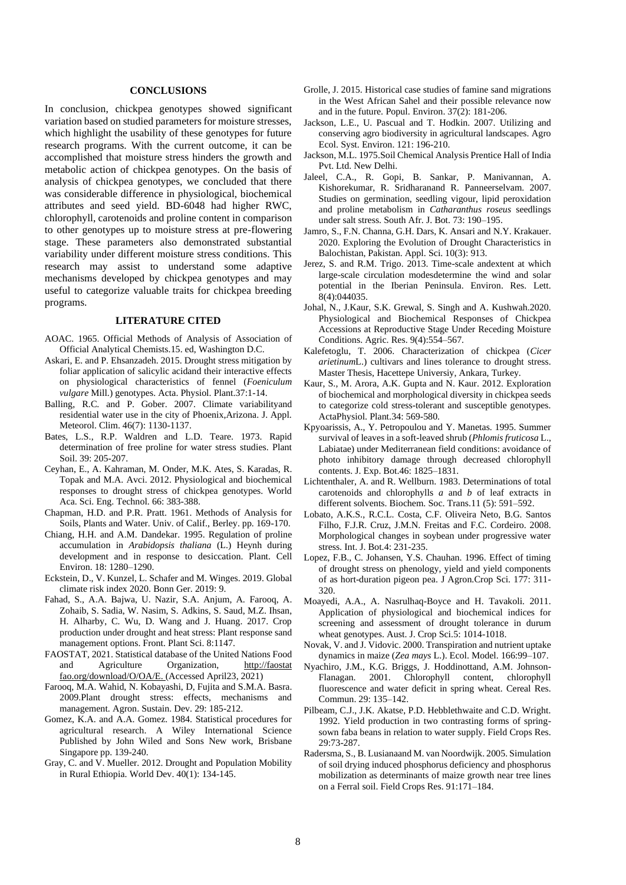## CONCLUSIONS

In conclusion, chickpea genotypes showed significant variation based on studied parameters for moisture stresses, which highlight the usability of these genotypes for future research programs. With the current outcome, it can be accomplished that moisture stress hinders the growth and metabolic action of chickpea genotypes. On the basis of analysis of chickpea genotypes, we concluded that there was considerable difference in physiological, biochemical attributes and seed yield. BD-6048 had higher RWC, chlorophyll, carotenoids and proline content in comparison to other genotypes up to moisture stress at pre-flowering stage. These parameters also demonstrated substantial variability under different moisture stress conditions. This research may assist to understand some adaptive mechanisms developed by chickpea genotypes and may useful to categorize valuable traits for chickpea breeding programs.

## LITERATURE CITED

AOAC. 1965. Official Methods of Analysis of Association of Official Analytical Chemists.15. ed, Washington D.C.

Askari, E. and P. Ehsanzadeh. 2015. Drought stress mitigation by foliar application of salicylic acidand their interactive effects on physiological characteristics of fennel (*Foeniculum vulgare* Mill.) genotypes. Acta. Physiol. Plant.37:1-14.

Balling, R.C. and P. Gober. 2007. Climate variabilityand residential water use in the city of Phoenix,Arizona. J. Appl. Meteorol. Clim. 46(7): 1130-1137.

Bates, L.S., R.P. Waldren and L.D. Teare. 1973. Rapid determination of free proline for water stress studies. Plant Soil. 39: 205-207.

Ceyhan, E., A. Kahraman, M. Onder, M.K. Ates, S. Karadas, R. Topak and M.A. Avci. 2012. Physiological and biochemical responses to drought stress of chickpea genotypes. World Aca. Sci. Eng. Technol. 66: 383-388.

Chapman, H.D. and P.R. Pratt. 1961. Methods of Analysis for Soils, Plants and Water. Univ. of Calif., Berley. pp. 169-170.

Chiang, H.H. and A.M. Dandekar. 1995. Regulation of proline accumulation in *Arabidopsis thaliana* (L.) Heynh during development and in response to desiccation. Plant. Cell Environ. 18: 1280–1290.

Eckstein, D., V. Kunzel, L. Schafer and M. Winges. 2019. Global climate risk index 2020. Bonn Ger. 2019: 9.

Fahad, S., A.A. Bajwa, U. Nazir, S.A. Anjum, A. Farooq, A. Zohaib, S. Sadia, W. Nasim, S. Adkins, S. Saud, M.Z. Ihsan, H. Alharby, C. Wu, D. Wang and J. Huang. 2017. Crop production under drought and heat stress: Plant response sand management options. Front. Plant Sci. 8:1147.

FAOSTAT, 2021. Statistical database of the United Nations Food and Agriculture Organization, http://faostat fao.org/download/O/OA/E. (Accessed April23, 2021)

Farooq, M.A. Wahid, N. Kobayashi, D, Fujita and S.M.A. Basra. 2009.Plant drought stress: effects, mechanisms and management. Agron. Sustain. Dev. 29: 185-212.

Gomez, K.A. and A.A. Gomez. 1984. Statistical procedures for agricultural research. A Wiley International Science Published by John Wiled and Sons New work, Brisbane Singapore pp. 139-240.

Gray, C. and V. Mueller. 2012. Drought and Population Mobility in Rural Ethiopia. World Dev. 40(1): 134-145.

Grolle, J. 2015. Historical case studies of famine sand migrations in the West African Sahel and their possible relevance now and in the future. Popul. Environ. 37(2): 181-206.

Jackson, L.E., U. Pascual and T. Hodkin. 2007. Utilizing and conserving agro biodiversity in agricultural landscapes. Agro Ecol. Syst. Environ. 121: 196-210.

Jackson, M.L. 1975.Soil Chemical Analysis Prentice Hall of India Pvt. Ltd. New Delhi.

Jaleel, C.A., R. Gopi, B. Sankar, P. Manivannan, A. Kishorekumar, R. Sridharanand R. Panneerselvam. 2007. Studies on germination, seedling vigour, lipid peroxidation and proline metabolism in *Catharanthus roseus* seedlings under salt stress. South Afr. J. Bot. 73: 190–195.

Jamro, S., F.N. Channa, G.H. Dars, K. Ansari and N.Y. Krakauer. 2020. Exploring the Evolution of Drought Characteristics in Balochistan, Pakistan. Appl. Sci. 10(3): 913.

Jerez, S. and R.M. Trigo. 2013. Time-scale andextent at which large-scale circulation modesdetermine the wind and solar potential in the Iberian Peninsula. Environ. Res. Lett. 8(4):044035.

Johal, N., J.Kaur, S.K. Grewal, S. Singh and A. Kushwah.2020. Physiological and Biochemical Responses of Chickpea Accessions at Reproductive Stage Under Receding Moisture Conditions. Agric. Res. 9(4):554–567.

Kalefetoglu, T. 2006. Characterization of chickpea (*Cicer arietinum*L.) cultivars and lines tolerance to drought stress. Master Thesis, Hacettepe Universiy, Ankara, Turkey.

Kaur, S., M. Arora, A.K. Gupta and N. Kaur. 2012. Exploration of biochemical and morphological diversity in chickpea seeds to categorize cold stress-tolerant and susceptible genotypes. ActaPhysiol. Plant.34: 569-580.

Kpyoarissis, A., Y. Petropoulou and Y. Manetas. 1995. Summer survival of leaves in a soft-leaved shrub (*Phlomis fruticosa* L., Labiatae) under Mediterranean field conditions: avoidance of photo inhibitory damage through decreased chlorophyll contents. J. Exp. Bot.46: 1825–1831.

Lichtenthaler, A. and R. Wellburn. 1983. Determinations of total carotenoids and chlorophylls *a* and *b* of leaf extracts in different solvents. Biochem. Soc. Trans.11 (5): 591–592.

Lobato, A.K.S., R.C.L. Costa, C.F. Oliveira Neto, B.G. Santos Filho, F.J.R. Cruz, J.M.N. Freitas and F.C. Cordeiro. 2008. Morphological changes in soybean under progressive water stress. Int. J. Bot.4: 231-235.

Lopez, F.B., C. Johansen, Y.S. Chauhan. 1996. Effect of timing of drought stress on phenology, yield and yield components of as hort-duration pigeon pea. J Agron.Crop Sci. 177: 311-320.

Moayedi, A.A., A. Nasrulhaq-Boyce and H. Tavakoli. 2011. Application of physiological and biochemical indices for screening and assessment of drought tolerance in durum wheat genotypes. Aust. J. Crop Sci.5: 1014-1018.

Novak, V. and J. Vidovic. 2000. Transpiration and nutrient uptake dynamics in maize (*Zea mays* L.). Ecol. Model. 166:99–107.

Nyachiro, J.M., K.G. Briggs, J. Hoddinottand, A.M. Johnson-Flanagan. 2001. Chlorophyll content, chlorophyll fluorescence and water deficit in spring wheat. Cereal Res. Commun. 29: 135–142.

Pilbeam, C.J., J.K. Akatse, P.D. Hebblethwaite and C.D. Wright. 1992. Yield production in two contrasting forms of spring-sown faba beans in relation to water supply. Field Crops Res. 29:73-287.

Radersma, S., B. Lusianaand M. van Noordwijk. 2005. Simulation of soil drying induced phosphorus deficiency and phosphorus mobilization as determinants of maize growth near tree lines on a Ferral soil. Field Crops Res. 91:171–184.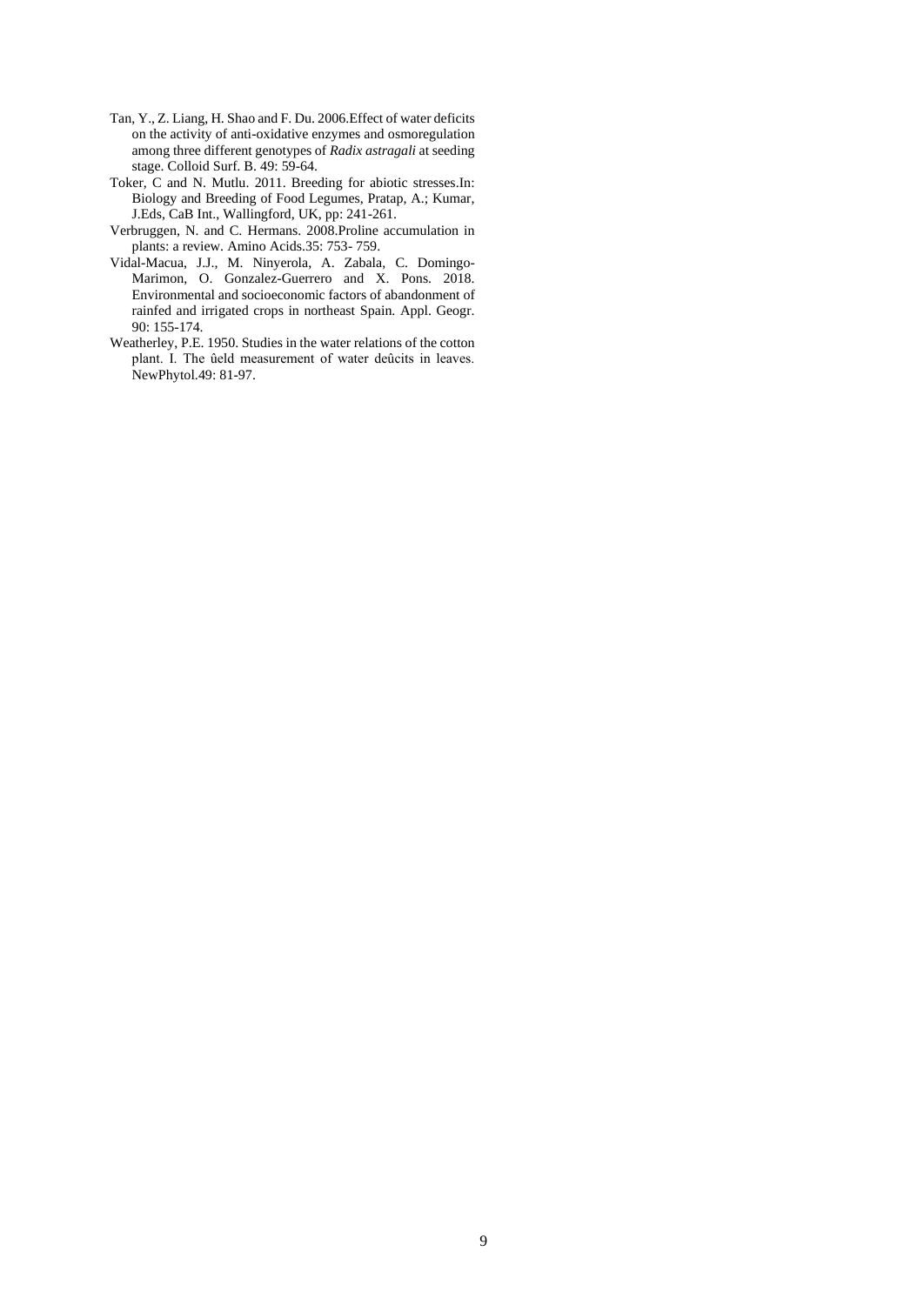Tan, Y., Z. Liang, H. Shao and F. Du. 2006.Effect of water deficits on the activity of anti-oxidative enzymes and osmoregulation among three different genotypes of *Radix astragali* at seeding stage. Colloid Surf. B. 49: 59-64.

Toker, C and N. Mutlu. 2011. Breeding for abiotic stresses.In: Biology and Breeding of Food Legumes, Pratap, A.; Kumar, J.Eds, CaB Int., Wallingford, UK, pp: 241-261.

Verbruggen, N. and C. Hermans. 2008.Proline accumulation in plants: a review. Amino Acids.35: 753- 759.

Vidal-Macua, J.J., M. Ninyerola, A. Zabala, C. Domingo-Marimon, O. Gonzalez-Guerrero and X. Pons. 2018. Environmental and socioeconomic factors of abandonment of rainfed and irrigated crops in northeast Spain. Appl. Geogr. 90: 155-174.

Weatherley, P.E. 1950. Studies in the water relations of the cotton plant. I. The ûeld measurement of water deûcits in leaves. NewPhytol.49: 81-97.